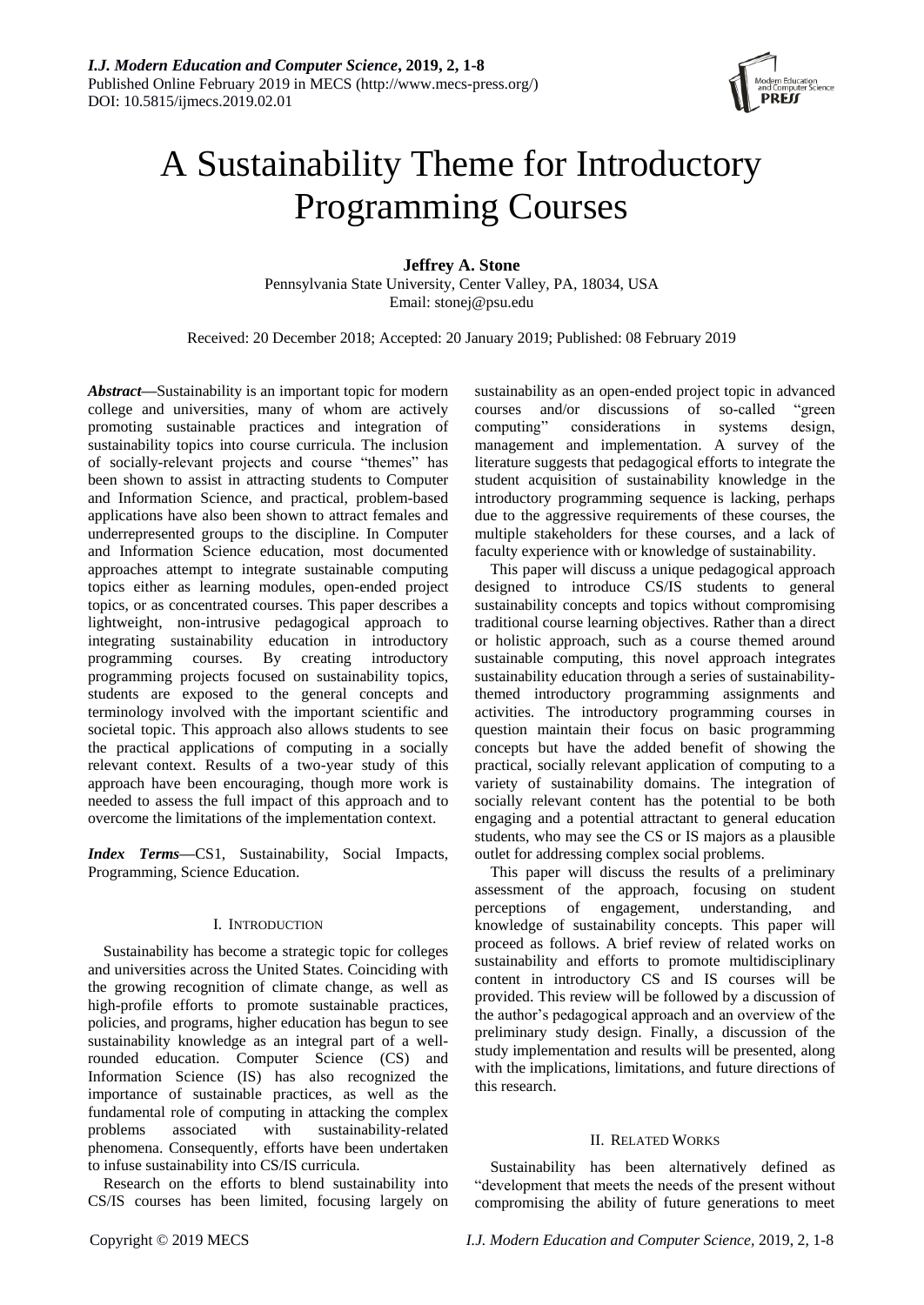# A Sustainability Theme for Introductory Programming Courses

**Jeffrey A. Stone**
Pennsylvania State University, Center Valley, PA, 18034, USA
Email: stonej@psu.edu

Received: 20 December 2018; Accepted: 20 January 2019; Published: 08 February 2019

***Abstract*—**Sustainability is an important topic for modern college and universities, many of whom are actively promoting sustainable practices and integration of sustainability topics into course curricula. The inclusion of socially-relevant projects and course "themes" has been shown to assist in attracting students to Computer and Information Science, and practical, problem-based applications have also been shown to attract females and underrepresented groups to the discipline. In Computer and Information Science education, most documented approaches attempt to integrate sustainable computing topics either as learning modules, open-ended project topics, or as concentrated courses. This paper describes a lightweight, non-intrusive pedagogical approach to integrating sustainability education in introductory programming courses. By creating introductory programming projects focused on sustainability topics, students are exposed to the general concepts and terminology involved with the important scientific and societal topic. This approach also allows students to see the practical applications of computing in a socially relevant context. Results of a two-year study of this approach have been encouraging, though more work is needed to assess the full impact of this approach and to overcome the limitations of the implementation context.

***Index Terms*—**CS1, Sustainability, Social Impacts, Programming, Science Education.

## I. Introduction

Sustainability has become a strategic topic for colleges and universities across the United States. Coinciding with the growing recognition of climate change, as well as high-profile efforts to promote sustainable practices, policies, and programs, higher education has begun to see sustainability knowledge as an integral part of a well-rounded education. Computer Science (CS) and Information Science (IS) has also recognized the importance of sustainable practices, as well as the fundamental role of computing in attacking the complex problems associated with sustainability-related phenomena. Consequently, efforts have been undertaken to infuse sustainability into CS/IS curricula.

Research on the efforts to blend sustainability into CS/IS courses has been limited, focusing largely on sustainability as an open-ended project topic in advanced courses and/or discussions of so-called "green computing" considerations in systems design, management and implementation. A survey of the literature suggests that pedagogical efforts to integrate the student acquisition of sustainability knowledge in the introductory programming sequence is lacking, perhaps due to the aggressive requirements of these courses, the multiple stakeholders for these courses, and a lack of faculty experience with or knowledge of sustainability.

This paper will discuss a unique pedagogical approach designed to introduce CS/IS students to general sustainability concepts and topics without compromising traditional course learning objectives. Rather than a direct or holistic approach, such as a course themed around sustainable computing, this novel approach integrates sustainability education through a series of sustainability-themed introductory programming assignments and activities. The introductory programming courses in question maintain their focus on basic programming concepts but have the added benefit of showing the practical, socially relevant application of computing to a variety of sustainability domains. The integration of socially relevant content has the potential to be both engaging and a potential attractant to general education students, who may see the CS or IS majors as a plausible outlet for addressing complex social problems.

This paper will discuss the results of a preliminary assessment of the approach, focusing on student perceptions of engagement, understanding, and knowledge of sustainability concepts. This paper will proceed as follows. A brief review of related works on sustainability and efforts to promote multidisciplinary content in introductory CS and IS courses will be provided. This review will be followed by a discussion of the author's pedagogical approach and an overview of the preliminary study design. Finally, a discussion of the study implementation and results will be presented, along with the implications, limitations, and future directions of this research.

## II. Related Works

Sustainability has been alternatively defined as "development that meets the needs of the present without compromising the ability of future generations to meet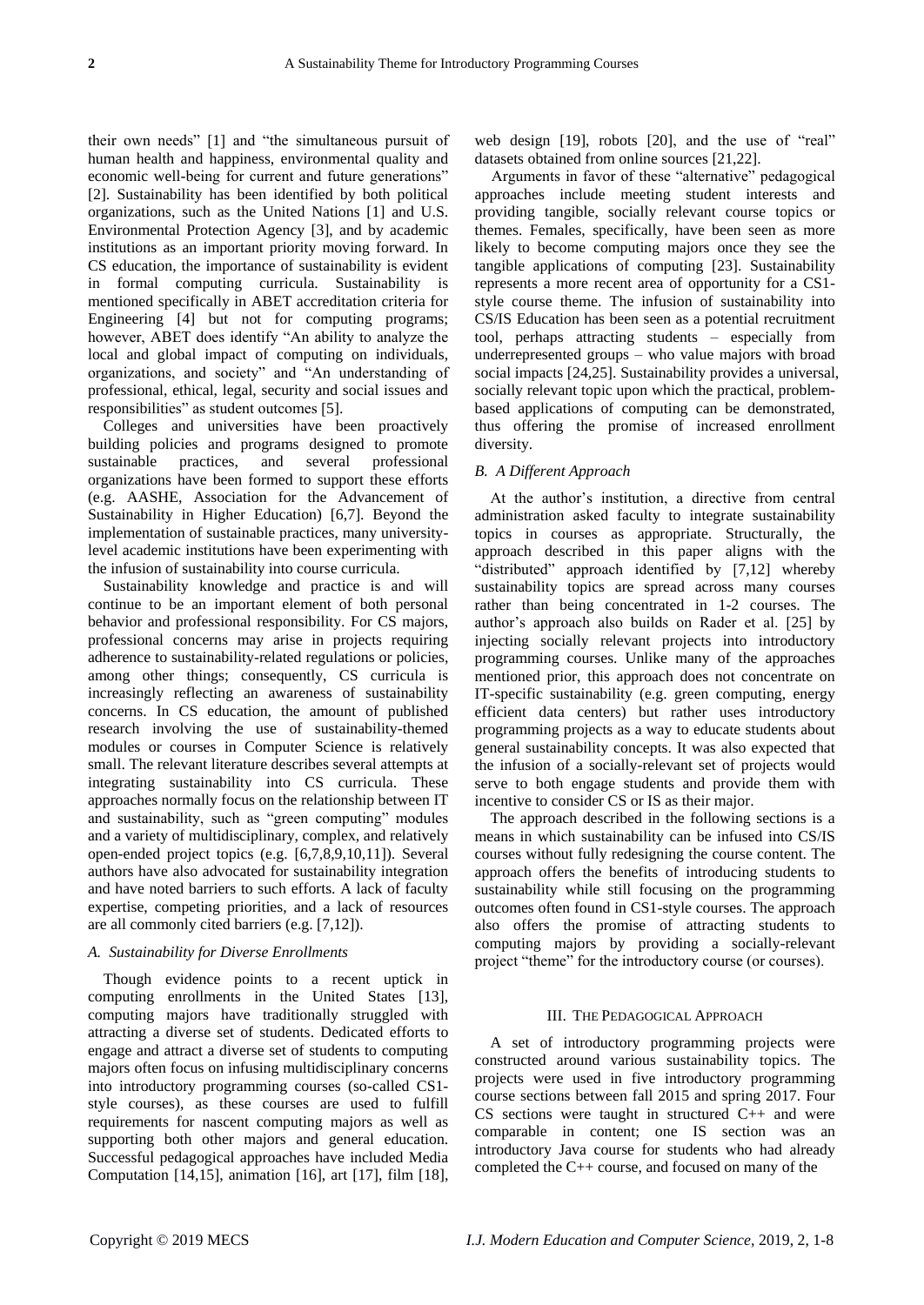their own needs" [1] and "the simultaneous pursuit of human health and happiness, environmental quality and economic well-being for current and future generations" [2]. Sustainability has been identified by both political organizations, such as the United Nations [1] and U.S. Environmental Protection Agency [3], and by academic institutions as an important priority moving forward. In CS education, the importance of sustainability is evident in formal computing curricula. Sustainability is mentioned specifically in ABET accreditation criteria for Engineering [4] but not for computing programs; however, ABET does identify "An ability to analyze the local and global impact of computing on individuals, organizations, and society" and "An understanding of professional, ethical, legal, security and social issues and responsibilities" as student outcomes [5].

Colleges and universities have been proactively building policies and programs designed to promote sustainable practices, and several professional organizations have been formed to support these efforts (e.g. AASHE, Association for the Advancement of Sustainability in Higher Education) [6,7]. Beyond the implementation of sustainable practices, many university-level academic institutions have been experimenting with the infusion of sustainability into course curricula.

Sustainability knowledge and practice is and will continue to be an important element of both personal behavior and professional responsibility. For CS majors, professional concerns may arise in projects requiring adherence to sustainability-related regulations or policies, among other things; consequently, CS curricula is increasingly reflecting an awareness of sustainability concerns. In CS education, the amount of published research involving the use of sustainability-themed modules or courses in Computer Science is relatively small. The relevant literature describes several attempts at integrating sustainability into CS curricula. These approaches normally focus on the relationship between IT and sustainability, such as "green computing" modules and a variety of multidisciplinary, complex, and relatively open-ended project topics (e.g. [6,7,8,9,10,11]). Several authors have also advocated for sustainability integration and have noted barriers to such efforts. A lack of faculty expertise, competing priorities, and a lack of resources are all commonly cited barriers (e.g. [7,12]).

### *A. Sustainability for Diverse Enrollments*

Though evidence points to a recent uptick in computing enrollments in the United States [13], computing majors have traditionally struggled with attracting a diverse set of students. Dedicated efforts to engage and attract a diverse set of students to computing majors often focus on infusing multidisciplinary concerns into introductory programming courses (so-called CS1-style courses), as these courses are used to fulfill requirements for nascent computing majors as well as supporting both other majors and general education. Successful pedagogical approaches have included Media Computation [14,15], animation [16], art [17], film [18], web design [19], robots [20], and the use of "real" datasets obtained from online sources [21,22].

Arguments in favor of these "alternative" pedagogical approaches include meeting student interests and providing tangible, socially relevant course topics or themes. Females, specifically, have been seen as more likely to become computing majors once they see the tangible applications of computing [23]. Sustainability represents a more recent area of opportunity for a CS1-style course theme. The infusion of sustainability into CS/IS Education has been seen as a potential recruitment tool, perhaps attracting students – especially from underrepresented groups – who value majors with broad social impacts [24,25]. Sustainability provides a universal, socially relevant topic upon which the practical, problem-based applications of computing can be demonstrated, thus offering the promise of increased enrollment diversity.

### *B. A Different Approach*

At the author's institution, a directive from central administration asked faculty to integrate sustainability topics in courses as appropriate. Structurally, the approach described in this paper aligns with the "distributed" approach identified by [7,12] whereby sustainability topics are spread across many courses rather than being concentrated in 1-2 courses. The author's approach also builds on Rader et al. [25] by injecting socially relevant projects into introductory programming courses. Unlike many of the approaches mentioned prior, this approach does not concentrate on IT-specific sustainability (e.g. green computing, energy efficient data centers) but rather uses introductory programming projects as a way to educate students about general sustainability concepts. It was also expected that the infusion of a socially-relevant set of projects would serve to both engage students and provide them with incentive to consider CS or IS as their major.

The approach described in the following sections is a means in which sustainability can be infused into CS/IS courses without fully redesigning the course content. The approach offers the benefits of introducing students to sustainability while still focusing on the programming outcomes often found in CS1-style courses. The approach also offers the promise of attracting students to computing majors by providing a socially-relevant project "theme" for the introductory course (or courses).

## III. The Pedagogical Approach

A set of introductory programming projects were constructed around various sustainability topics. The projects were used in five introductory programming course sections between fall 2015 and spring 2017. Four CS sections were taught in structured C++ and were comparable in content; one IS section was an introductory Java course for students who had already completed the C++ course, and focused on many of the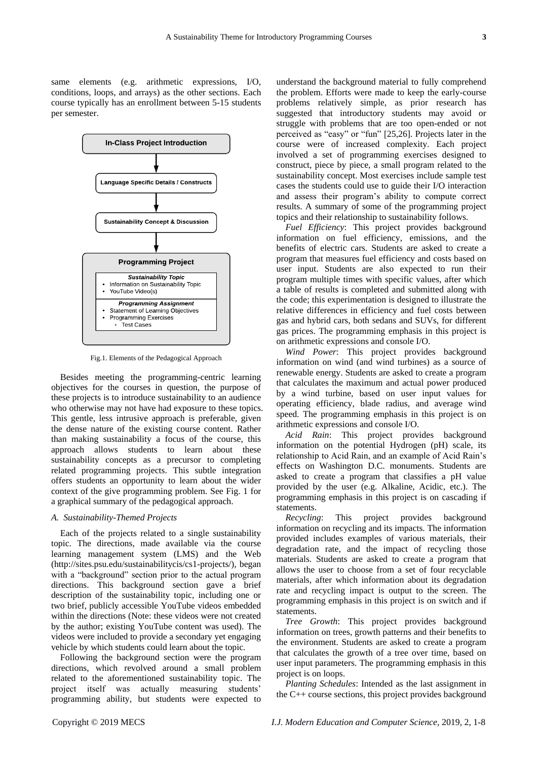same elements (e.g. arithmetic expressions, I/O, conditions, loops, and arrays) as the other sections. Each course typically has an enrollment between 5-15 students per semester.

**In-Class Project Introduction**

**Language Specific Details / Constructs**

**Sustainability Concept & Discussion**

**Programming Project**

***Sustainability Topic***
- Information on Sustainability Topic
- YouTube Video(s)

***Programming Assignment***
- Statement of Learning Objectives
- Programming Exercises
  - Test Cases

Fig.1. Elements of the Pedagogical Approach

Besides meeting the programming-centric learning objectives for the courses in question, the purpose of these projects is to introduce sustainability to an audience who otherwise may not have had exposure to these topics. This gentle, less intrusive approach is preferable, given the dense nature of the existing course content. Rather than making sustainability a focus of the course, this approach allows students to learn about these sustainability concepts as a precursor to completing related programming projects. This subtle integration offers students an opportunity to learn about the wider context of the give programming problem. See Fig. 1 for a graphical summary of the pedagogical approach.

### *A. Sustainability-Themed Projects*

Each of the projects related to a single sustainability topic. The directions, made available via the course learning management system (LMS) and the Web (http://sites.psu.edu/sustainabilitycis/cs1-projects/), began with a "background" section prior to the actual program directions. This background section gave a brief description of the sustainability topic, including one or two brief, publicly accessible YouTube videos embedded within the directions (Note: these videos were not created by the author; existing YouTube content was used). The videos were included to provide a secondary yet engaging vehicle by which students could learn about the topic.

Following the background section were the program directions, which revolved around a small problem related to the aforementioned sustainability topic. The project itself was actually measuring students' programming ability, but students were expected to understand the background material to fully comprehend the problem. Efforts were made to keep the early-course problems relatively simple, as prior research has suggested that introductory students may avoid or struggle with problems that are too open-ended or not perceived as "easy" or "fun" [25,26]. Projects later in the course were of increased complexity. Each project involved a set of programming exercises designed to construct, piece by piece, a small program related to the sustainability concept. Most exercises include sample test cases the students could use to guide their I/O interaction and assess their program's ability to compute correct results. A summary of some of the programming project topics and their relationship to sustainability follows.

*Fuel Efficiency*: This project provides background information on fuel efficiency, emissions, and the benefits of electric cars. Students are asked to create a program that measures fuel efficiency and costs based on user input. Students are also expected to run their program multiple times with specific values, after which a table of results is completed and submitted along with the code; this experimentation is designed to illustrate the relative differences in efficiency and fuel costs between gas and hybrid cars, both sedans and SUVs, for different gas prices. The programming emphasis in this project is on arithmetic expressions and console I/O.

*Wind Power*: This project provides background information on wind (and wind turbines) as a source of renewable energy. Students are asked to create a program that calculates the maximum and actual power produced by a wind turbine, based on user input values for operating efficiency, blade radius, and average wind speed. The programming emphasis in this project is on arithmetic expressions and console I/O.

*Acid Rain*: This project provides background information on the potential Hydrogen (pH) scale, its relationship to Acid Rain, and an example of Acid Rain's effects on Washington D.C. monuments. Students are asked to create a program that classifies a pH value provided by the user (e.g. Alkaline, Acidic, etc.). The programming emphasis in this project is on cascading if statements.

*Recycling*: This project provides background information on recycling and its impacts. The information provided includes examples of various materials, their degradation rate, and the impact of recycling those materials. Students are asked to create a program that allows the user to choose from a set of four recyclable materials, after which information about its degradation rate and recycling impact is output to the screen. The programming emphasis in this project is on switch and if statements.

*Tree Growth*: This project provides background information on trees, growth patterns and their benefits to the environment. Students are asked to create a program that calculates the growth of a tree over time, based on user input parameters. The programming emphasis in this project is on loops.

*Planting Schedules*: Intended as the last assignment in the C++ course sections, this project provides background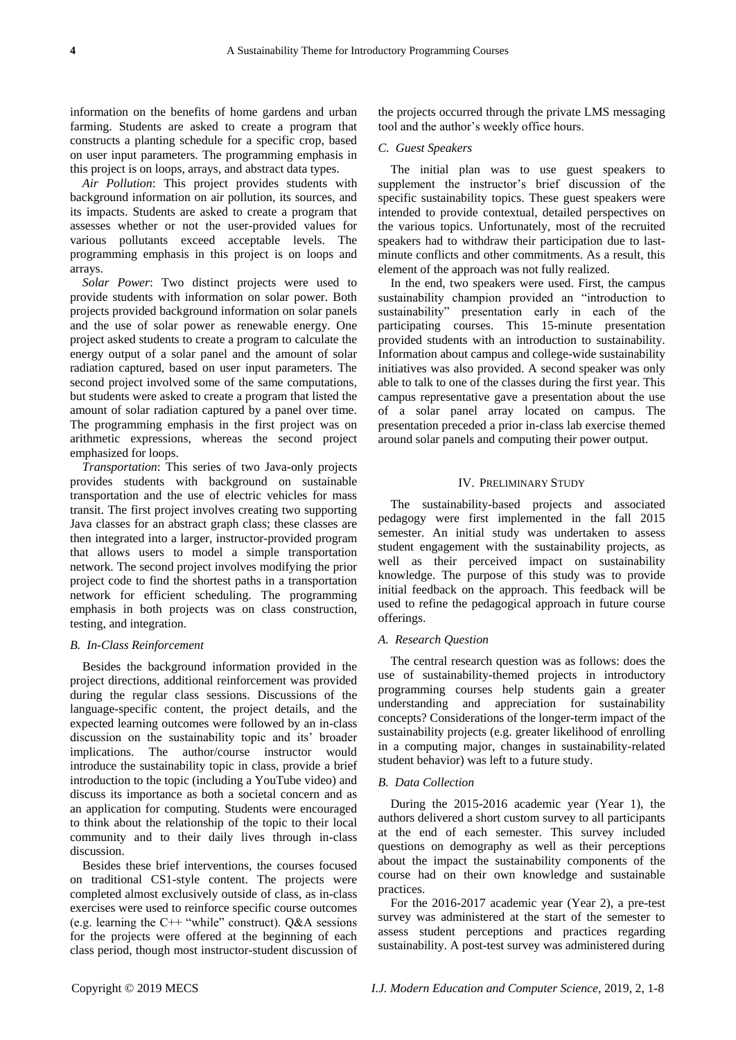information on the benefits of home gardens and urban farming. Students are asked to create a program that constructs a planting schedule for a specific crop, based on user input parameters. The programming emphasis in this project is on loops, arrays, and abstract data types.

*Air Pollution*: This project provides students with background information on air pollution, its sources, and its impacts. Students are asked to create a program that assesses whether or not the user-provided values for various pollutants exceed acceptable levels. The programming emphasis in this project is on loops and arrays.

*Solar Power*: Two distinct projects were used to provide students with information on solar power. Both projects provided background information on solar panels and the use of solar power as renewable energy. One project asked students to create a program to calculate the energy output of a solar panel and the amount of solar radiation captured, based on user input parameters. The second project involved some of the same computations, but students were asked to create a program that listed the amount of solar radiation captured by a panel over time. The programming emphasis in the first project was on arithmetic expressions, whereas the second project emphasized for loops.

*Transportation*: This series of two Java-only projects provides students with background on sustainable transportation and the use of electric vehicles for mass transit. The first project involves creating two supporting Java classes for an abstract graph class; these classes are then integrated into a larger, instructor-provided program that allows users to model a simple transportation network. The second project involves modifying the prior project code to find the shortest paths in a transportation network for efficient scheduling. The programming emphasis in both projects was on class construction, testing, and integration.

### *B. In-Class Reinforcement*

Besides the background information provided in the project directions, additional reinforcement was provided during the regular class sessions. Discussions of the language-specific content, the project details, and the expected learning outcomes were followed by an in-class discussion on the sustainability topic and its' broader implications. The author/course instructor would introduce the sustainability topic in class, provide a brief introduction to the topic (including a YouTube video) and discuss its importance as both a societal concern and as an application for computing. Students were encouraged to think about the relationship of the topic to their local community and to their daily lives through in-class discussion.

Besides these brief interventions, the courses focused on traditional CS1-style content. The projects were completed almost exclusively outside of class, as in-class exercises were used to reinforce specific course outcomes (e.g. learning the C++ "while" construct). Q&A sessions for the projects were offered at the beginning of each class period, though most instructor-student discussion of the projects occurred through the private LMS messaging tool and the author's weekly office hours.

### *C. Guest Speakers*

The initial plan was to use guest speakers to supplement the instructor's brief discussion of the specific sustainability topics. These guest speakers were intended to provide contextual, detailed perspectives on the various topics. Unfortunately, most of the recruited speakers had to withdraw their participation due to last-minute conflicts and other commitments. As a result, this element of the approach was not fully realized.

In the end, two speakers were used. First, the campus sustainability champion provided an "introduction to sustainability" presentation early in each of the participating courses. This 15-minute presentation provided students with an introduction to sustainability. Information about campus and college-wide sustainability initiatives was also provided. A second speaker was only able to talk to one of the classes during the first year. This campus representative gave a presentation about the use of a solar panel array located on campus. The presentation preceded a prior in-class lab exercise themed around solar panels and computing their power output.

## IV. Preliminary Study

The sustainability-based projects and associated pedagogy were first implemented in the fall 2015 semester. An initial study was undertaken to assess student engagement with the sustainability projects, as well as their perceived impact on sustainability knowledge. The purpose of this study was to provide initial feedback on the approach. This feedback will be used to refine the pedagogical approach in future course offerings.

### *A. Research Question*

The central research question was as follows: does the use of sustainability-themed projects in introductory programming courses help students gain a greater understanding and appreciation for sustainability concepts? Considerations of the longer-term impact of the sustainability projects (e.g. greater likelihood of enrolling in a computing major, changes in sustainability-related student behavior) was left to a future study.

### *B. Data Collection*

During the 2015-2016 academic year (Year 1), the authors delivered a short custom survey to all participants at the end of each semester. This survey included questions on demography as well as their perceptions about the impact the sustainability components of the course had on their own knowledge and sustainable practices.

For the 2016-2017 academic year (Year 2), a pre-test survey was administered at the start of the semester to assess student perceptions and practices regarding sustainability. A post-test survey was administered during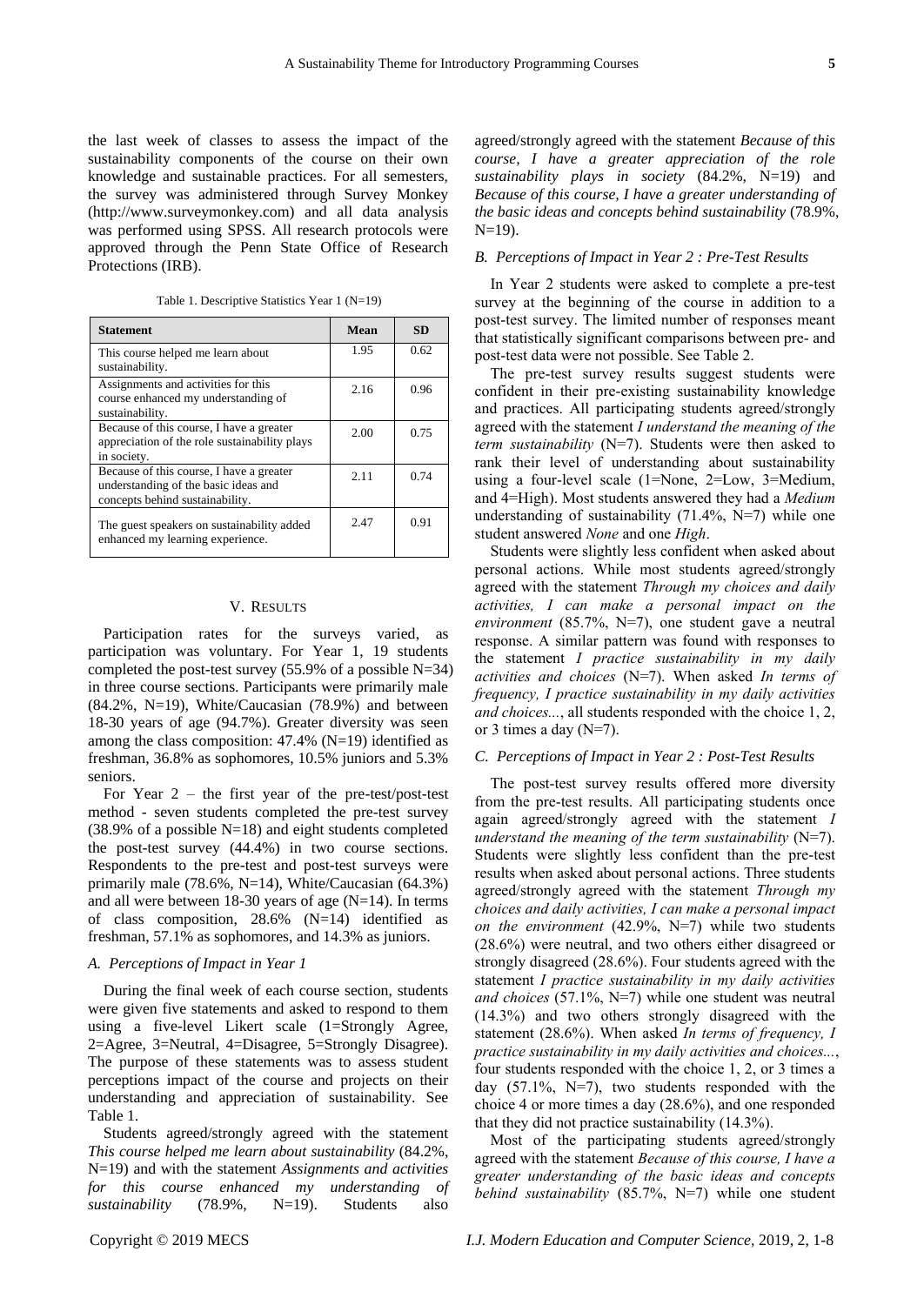the last week of classes to assess the impact of the sustainability components of the course on their own knowledge and sustainable practices. For all semesters, the survey was administered through Survey Monkey (http://www.surveymonkey.com) and all data analysis was performed using SPSS. All research protocols were approved through the Penn State Office of Research Protections (IRB).

Table 1. Descriptive Statistics Year 1 (N=19)

| Statement | Mean | SD |
|---|---|---|
| This course helped me learn about sustainability. | 1.95 | 0.62 |
| Assignments and activities for this course enhanced my understanding of sustainability. | 2.16 | 0.96 |
| Because of this course, I have a greater appreciation of the role sustainability plays in society. | 2.00 | 0.75 |
| Because of this course, I have a greater understanding of the basic ideas and concepts behind sustainability. | 2.11 | 0.74 |
| The guest speakers on sustainability added enhanced my learning experience. | 2.47 | 0.91 |

## V. Results

Participation rates for the surveys varied, as participation was voluntary. For Year 1, 19 students completed the post-test survey (55.9% of a possible N=34) in three course sections. Participants were primarily male (84.2%, N=19), White/Caucasian (78.9%) and between 18-30 years of age (94.7%). Greater diversity was seen among the class composition: 47.4% (N=19) identified as freshman, 36.8% as sophomores, 10.5% juniors and 5.3% seniors.

For Year 2 – the first year of the pre-test/post-test method - seven students completed the pre-test survey (38.9% of a possible N=18) and eight students completed the post-test survey (44.4%) in two course sections. Respondents to the pre-test and post-test surveys were primarily male (78.6%, N=14), White/Caucasian (64.3%) and all were between 18-30 years of age (N=14). In terms of class composition, 28.6% (N=14) identified as freshman, 57.1% as sophomores, and 14.3% as juniors.

### A. Perceptions of Impact in Year 1

During the final week of each course section, students were given five statements and asked to respond to them using a five-level Likert scale (1=Strongly Agree, 2=Agree, 3=Neutral, 4=Disagree, 5=Strongly Disagree). The purpose of these statements was to assess student perceptions impact of the course and projects on their understanding and appreciation of sustainability. See Table 1.

Students agreed/strongly agreed with the statement *This course helped me learn about sustainability* (84.2%, N=19) and with the statement *Assignments and activities for this course enhanced my understanding of sustainability* (78.9%, N=19). Students also agreed/strongly agreed with the statement *Because of this course, I have a greater appreciation of the role sustainability plays in society* (84.2%, N=19) and *Because of this course, I have a greater understanding of the basic ideas and concepts behind sustainability* (78.9%, N=19).

### B. Perceptions of Impact in Year 2 : Pre-Test Results

In Year 2 students were asked to complete a pre-test survey at the beginning of the course in addition to a post-test survey. The limited number of responses meant that statistically significant comparisons between pre- and post-test data were not possible. See Table 2.

The pre-test survey results suggest students were confident in their pre-existing sustainability knowledge and practices. All participating students agreed/strongly agreed with the statement *I understand the meaning of the term sustainability* (N=7). Students were then asked to rank their level of understanding about sustainability using a four-level scale (1=None, 2=Low, 3=Medium, and 4=High). Most students answered they had a *Medium* understanding of sustainability (71.4%, N=7) while one student answered *None* and one *High*.

Students were slightly less confident when asked about personal actions. While most students agreed/strongly agreed with the statement *Through my choices and daily activities, I can make a personal impact on the environment* (85.7%, N=7), one student gave a neutral response. A similar pattern was found with responses to the statement *I practice sustainability in my daily activities and choices* (N=7). When asked *In terms of frequency, I practice sustainability in my daily activities and choices...*, all students responded with the choice 1, 2, or 3 times a day (N=7).

### C. Perceptions of Impact in Year 2 : Post-Test Results

The post-test survey results offered more diversity from the pre-test results. All participating students once again agreed/strongly agreed with the statement *I understand the meaning of the term sustainability* (N=7). Students were slightly less confident than the pre-test results when asked about personal actions. Three students agreed/strongly agreed with the statement *Through my choices and daily activities, I can make a personal impact on the environment* (42.9%, N=7) while two students (28.6%) were neutral, and two others either disagreed or strongly disagreed (28.6%). Four students agreed with the statement *I practice sustainability in my daily activities and choices* (57.1%, N=7) while one student was neutral (14.3%) and two others strongly disagreed with the statement (28.6%). When asked *In terms of frequency, I practice sustainability in my daily activities and choices...*, four students responded with the choice 1, 2, or 3 times a day (57.1%, N=7), two students responded with the choice 4 or more times a day (28.6%), and one responded that they did not practice sustainability (14.3%).

Most of the participating students agreed/strongly agreed with the statement *Because of this course, I have a greater understanding of the basic ideas and concepts behind sustainability* (85.7%, N=7) while one student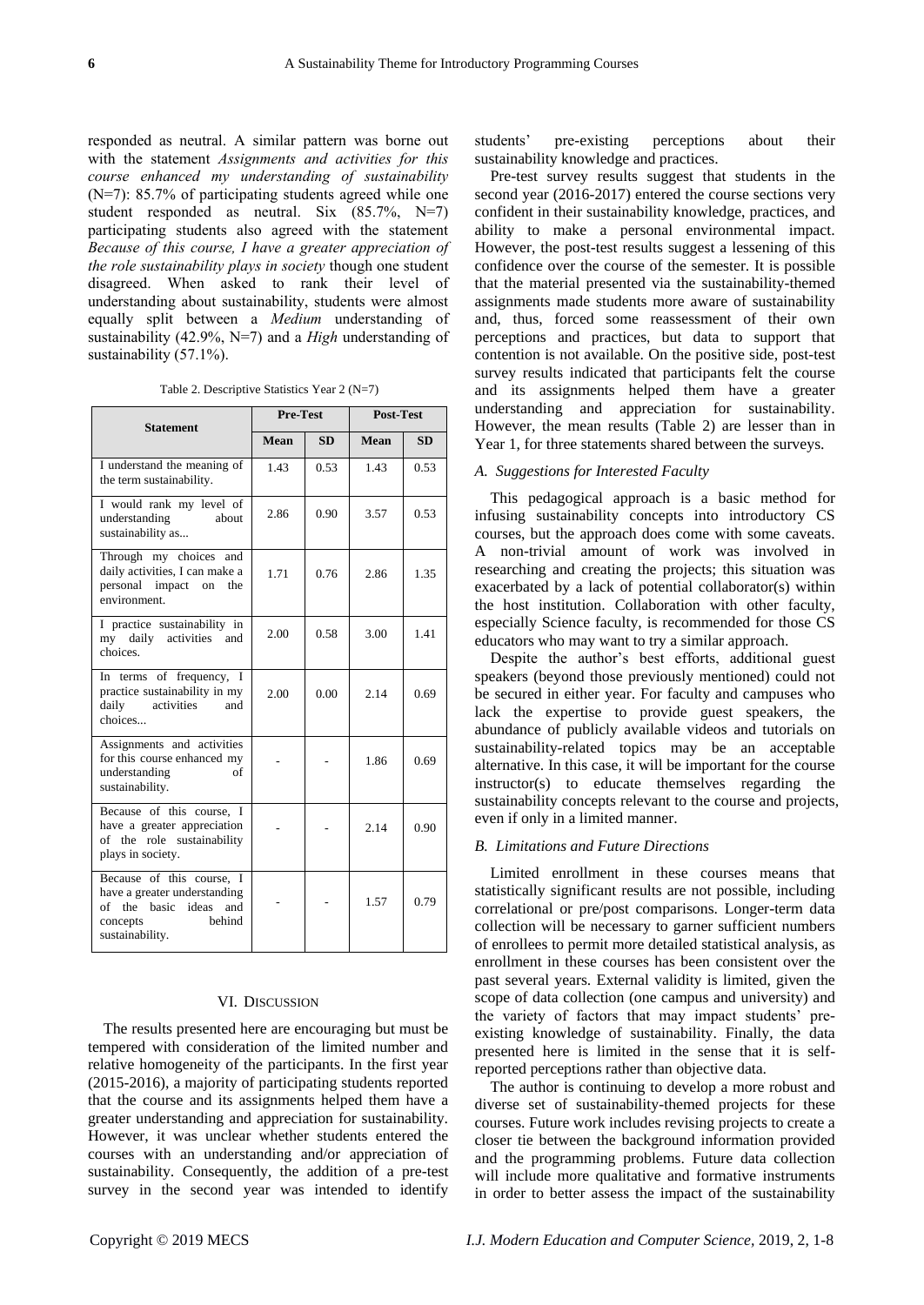responded as neutral. A similar pattern was borne out with the statement *Assignments and activities for this course enhanced my understanding of sustainability* (N=7): 85.7% of participating students agreed while one student responded as neutral. Six (85.7%, N=7) participating students also agreed with the statement *Because of this course, I have a greater appreciation of the role sustainability plays in society* though one student disagreed. When asked to rank their level of understanding about sustainability, students were almost equally split between a *Medium* understanding of sustainability (42.9%, N=7) and a *High* understanding of sustainability (57.1%).

Table 2. Descriptive Statistics Year 2 (N=7)

| Statement | Pre-Test | | Post-Test | |
|---|---|---|---|---|
| | Mean | SD | Mean | SD |
| I understand the meaning of the term sustainability. | 1.43 | 0.53 | 1.43 | 0.53 |
| I would rank my level of understanding about sustainability as... | 2.86 | 0.90 | 3.57 | 0.53 |
| Through my choices and daily activities, I can make a personal impact on the environment. | 1.71 | 0.76 | 2.86 | 1.35 |
| I practice sustainability in my daily activities and choices. | 2.00 | 0.58 | 3.00 | 1.41 |
| In terms of frequency, I practice sustainability in my daily activities and choices... | 2.00 | 0.00 | 2.14 | 0.69 |
| Assignments and activities for this course enhanced my understanding of sustainability. | - | - | 1.86 | 0.69 |
| Because of this course, I have a greater appreciation of the role sustainability plays in society. | - | - | 2.14 | 0.90 |
| Because of this course, I have a greater understanding of the basic ideas and concepts behind sustainability. | - | - | 1.57 | 0.79 |

## VI. Discussion

The results presented here are encouraging but must be tempered with consideration of the limited number and relative homogeneity of the participants. In the first year (2015-2016), a majority of participating students reported that the course and its assignments helped them have a greater understanding and appreciation for sustainability. However, it was unclear whether students entered the courses with an understanding and/or appreciation of sustainability. Consequently, the addition of a pre-test survey in the second year was intended to identify students' pre-existing perceptions about their sustainability knowledge and practices.

Pre-test survey results suggest that students in the second year (2016-2017) entered the course sections very confident in their sustainability knowledge, practices, and ability to make a personal environmental impact. However, the post-test results suggest a lessening of this confidence over the course of the semester. It is possible that the material presented via the sustainability-themed assignments made students more aware of sustainability and, thus, forced some reassessment of their own perceptions and practices, but data to support that contention is not available. On the positive side, post-test survey results indicated that participants felt the course and its assignments helped them have a greater understanding and appreciation for sustainability. However, the mean results (Table 2) are lesser than in Year 1, for three statements shared between the surveys.

### A. Suggestions for Interested Faculty

This pedagogical approach is a basic method for infusing sustainability concepts into introductory CS courses, but the approach does come with some caveats. A non-trivial amount of work was involved in researching and creating the projects; this situation was exacerbated by a lack of potential collaborator(s) within the host institution. Collaboration with other faculty, especially Science faculty, is recommended for those CS educators who may want to try a similar approach.

Despite the author's best efforts, additional guest speakers (beyond those previously mentioned) could not be secured in either year. For faculty and campuses who lack the expertise to provide guest speakers, the abundance of publicly available videos and tutorials on sustainability-related topics may be an acceptable alternative. In this case, it will be important for the course instructor(s) to educate themselves regarding the sustainability concepts relevant to the course and projects, even if only in a limited manner.

### B. Limitations and Future Directions

Limited enrollment in these courses means that statistically significant results are not possible, including correlational or pre/post comparisons. Longer-term data collection will be necessary to garner sufficient numbers of enrollees to permit more detailed statistical analysis, as enrollment in these courses has been consistent over the past several years. External validity is limited, given the scope of data collection (one campus and university) and the variety of factors that may impact students' pre-existing knowledge of sustainability. Finally, the data presented here is limited in the sense that it is self-reported perceptions rather than objective data.

The author is continuing to develop a more robust and diverse set of sustainability-themed projects for these courses. Future work includes revising projects to create a closer tie between the background information provided and the programming problems. Future data collection will include more qualitative and formative instruments in order to better assess the impact of the sustainability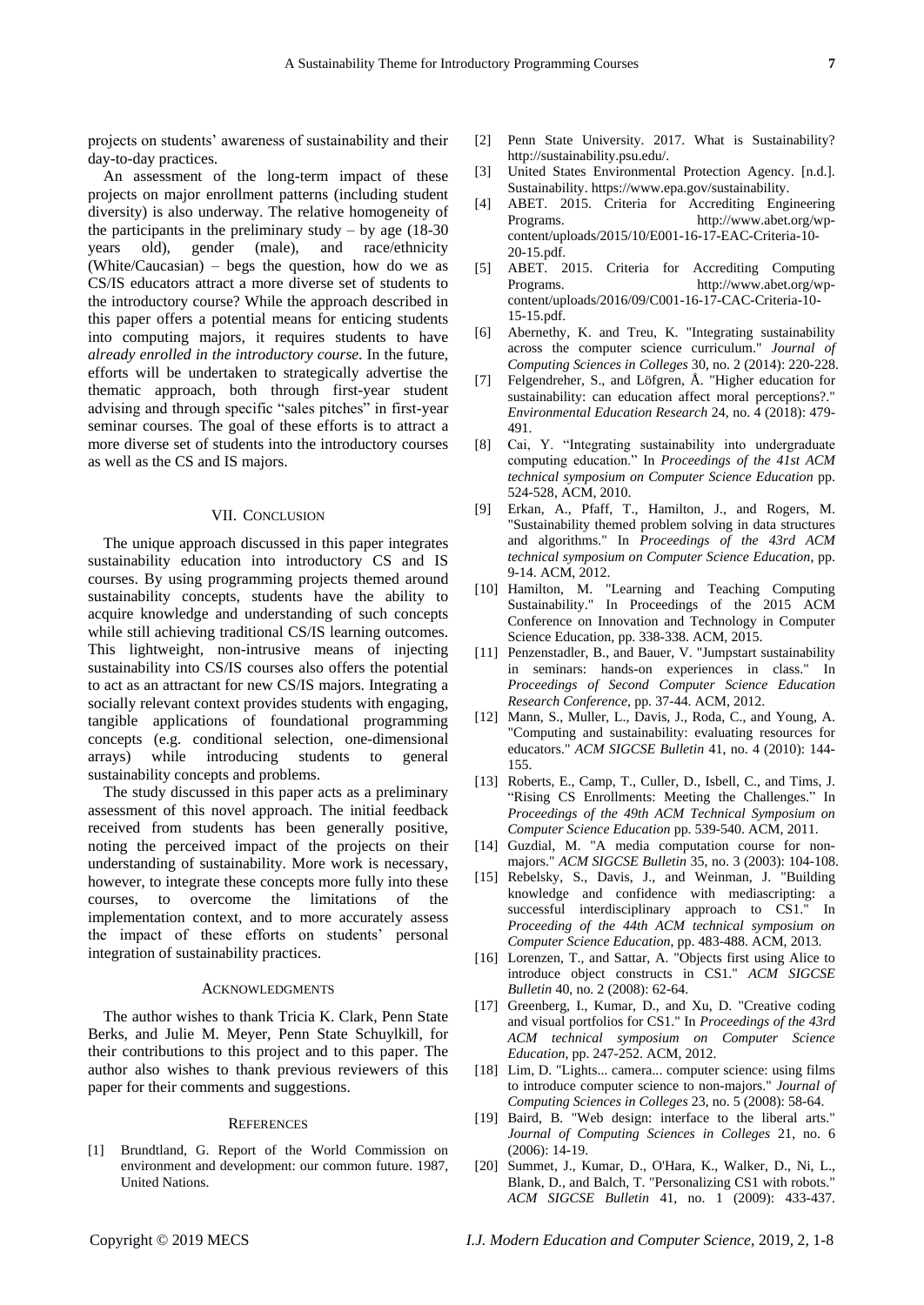projects on students' awareness of sustainability and their day-to-day practices.

An assessment of the long-term impact of these projects on major enrollment patterns (including student diversity) is also underway. The relative homogeneity of the participants in the preliminary study – by age (18-30 years old), gender (male), and race/ethnicity (White/Caucasian) – begs the question, how do we as CS/IS educators attract a more diverse set of students to the introductory course? While the approach described in this paper offers a potential means for enticing students into computing majors, it requires students to have *already enrolled in the introductory course*. In the future, efforts will be undertaken to strategically advertise the thematic approach, both through first-year student advising and through specific "sales pitches" in first-year seminar courses. The goal of these efforts is to attract a more diverse set of students into the introductory courses as well as the CS and IS majors.

## VII. Conclusion

The unique approach discussed in this paper integrates sustainability education into introductory CS and IS courses. By using programming projects themed around sustainability concepts, students have the ability to acquire knowledge and understanding of such concepts while still achieving traditional CS/IS learning outcomes. This lightweight, non-intrusive means of injecting sustainability into CS/IS courses also offers the potential to act as an attractant for new CS/IS majors. Integrating a socially relevant context provides students with engaging, tangible applications of foundational programming concepts (e.g. conditional selection, one-dimensional arrays) while introducing students to general sustainability concepts and problems.

The study discussed in this paper acts as a preliminary assessment of this novel approach. The initial feedback received from students has been generally positive, noting the perceived impact of the projects on their understanding of sustainability. More work is necessary, however, to integrate these concepts more fully into these courses, to overcome the limitations of the implementation context, and to more accurately assess the impact of these efforts on students' personal integration of sustainability practices.

## Acknowledgments

The author wishes to thank Tricia K. Clark, Penn State Berks, and Julie M. Meyer, Penn State Schuylkill, for their contributions to this project and to this paper. The author also wishes to thank previous reviewers of this paper for their comments and suggestions.

## References

[1] Brundtland, G. Report of the World Commission on environment and development: our common future. 1987, United Nations.

[2] Penn State University. 2017. What is Sustainability? http://sustainability.psu.edu/.

[3] United States Environmental Protection Agency. [n.d.]. Sustainability. https://www.epa.gov/sustainability.

[4] ABET. 2015. Criteria for Accrediting Engineering Programs. http://www.abet.org/wp-content/uploads/2015/10/E001-16-17-EAC-Criteria-10-20-15.pdf.

[5] ABET. 2015. Criteria for Accrediting Computing Programs. http://www.abet.org/wp-content/uploads/2016/09/C001-16-17-CAC-Criteria-10-15-15.pdf.

[6] Abernethy, K. and Treu, K. "Integrating sustainability across the computer science curriculum." *Journal of Computing Sciences in Colleges* 30, no. 2 (2014): 220-228.

[7] Felgendreher, S., and Löfgren, Å. "Higher education for sustainability: can education affect moral perceptions?." *Environmental Education Research* 24, no. 4 (2018): 479-491.

[8] Cai, Y. "Integrating sustainability into undergraduate computing education." In *Proceedings of the 41st ACM technical symposium on Computer Science Education* pp. 524-528, ACM, 2010.

[9] Erkan, A., Pfaff, T., Hamilton, J., and Rogers, M. "Sustainability themed problem solving in data structures and algorithms." In *Proceedings of the 43rd ACM technical symposium on Computer Science Education*, pp. 9-14. ACM, 2012.

[10] Hamilton, M. "Learning and Teaching Computing Sustainability." In Proceedings of the 2015 ACM Conference on Innovation and Technology in Computer Science Education, pp. 338-338. ACM, 2015.

[11] Penzenstadler, B., and Bauer, V. "Jumpstart sustainability in seminars: hands-on experiences in class." In *Proceedings of Second Computer Science Education Research Conference*, pp. 37-44. ACM, 2012.

[12] Mann, S., Muller, L., Davis, J., Roda, C., and Young, A. "Computing and sustainability: evaluating resources for educators." *ACM SIGCSE Bulletin* 41, no. 4 (2010): 144-155.

[13] Roberts, E., Camp, T., Culler, D., Isbell, C., and Tims, J. "Rising CS Enrollments: Meeting the Challenges." In *Proceedings of the 49th ACM Technical Symposium on Computer Science Education* pp. 539-540. ACM, 2011.

[14] Guzdial, M. "A media computation course for non-majors." *ACM SIGCSE Bulletin* 35, no. 3 (2003): 104-108.

[15] Rebelsky, S., Davis, J., and Weinman, J. "Building knowledge and confidence with mediascripting: a successful interdisciplinary approach to CS1." In *Proceeding of the 44th ACM technical symposium on Computer Science Education*, pp. 483-488. ACM, 2013.

[16] Lorenzen, T., and Sattar, A. "Objects first using Alice to introduce object constructs in CS1." *ACM SIGCSE Bulletin* 40, no. 2 (2008): 62-64.

[17] Greenberg, I., Kumar, D., and Xu, D. "Creative coding and visual portfolios for CS1." In *Proceedings of the 43rd ACM technical symposium on Computer Science Education*, pp. 247-252. ACM, 2012.

[18] Lim, D. "Lights... camera... computer science: using films to introduce computer science to non-majors." *Journal of Computing Sciences in Colleges* 23, no. 5 (2008): 58-64.

[19] Baird, B. "Web design: interface to the liberal arts." *Journal of Computing Sciences in Colleges* 21, no. 6 (2006): 14-19.

[20] Summet, J., Kumar, D., O'Hara, K., Walker, D., Ni, L., Blank, D., and Balch, T. "Personalizing CS1 with robots." *ACM SIGCSE Bulletin* 41, no. 1 (2009): 433-437.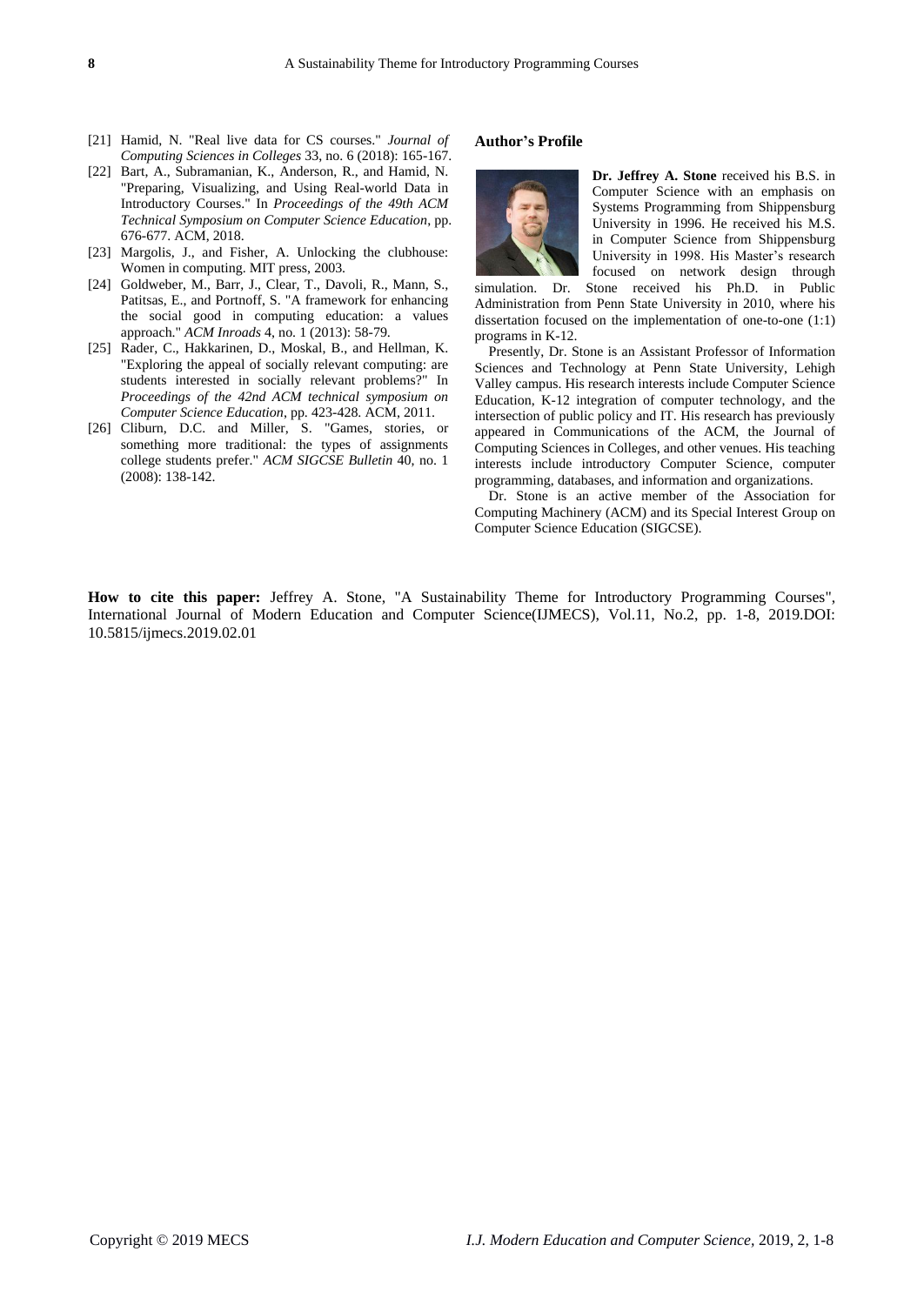[21] Hamid, N. "Real live data for CS courses." *Journal of Computing Sciences in Colleges* 33, no. 6 (2018): 165-167.

[22] Bart, A., Subramanian, K., Anderson, R., and Hamid, N. "Preparing, Visualizing, and Using Real-world Data in Introductory Courses." In *Proceedings of the 49th ACM Technical Symposium on Computer Science Education*, pp. 676-677. ACM, 2018.

[23] Margolis, J., and Fisher, A. Unlocking the clubhouse: Women in computing. MIT press, 2003.

[24] Goldweber, M., Barr, J., Clear, T., Davoli, R., Mann, S., Patitsas, E., and Portnoff, S. "A framework for enhancing the social good in computing education: a values approach." *ACM Inroads* 4, no. 1 (2013): 58-79.

[25] Rader, C., Hakkarinen, D., Moskal, B., and Hellman, K. "Exploring the appeal of socially relevant computing: are students interested in socially relevant problems?" In *Proceedings of the 42nd ACM technical symposium on Computer Science Education*, pp. 423-428. ACM, 2011.

[26] Cliburn, D.C. and Miller, S. "Games, stories, or something more traditional: the types of assignments college students prefer." *ACM SIGCSE Bulletin* 40, no. 1 (2008): 138-142.

## Author's Profile

**Dr. Jeffrey A. Stone** received his B.S. in Computer Science with an emphasis on Systems Programming from Shippensburg University in 1996. He received his M.S. in Computer Science from Shippensburg University in 1998. His Master's research focused on network design through simulation. Dr. Stone received his Ph.D. in Public Administration from Penn State University in 2010, where his dissertation focused on the implementation of one-to-one (1:1) programs in K-12.

Presently, Dr. Stone is an Assistant Professor of Information Sciences and Technology at Penn State University, Lehigh Valley campus. His research interests include Computer Science Education, K-12 integration of computer technology, and the intersection of public policy and IT. His research has previously appeared in Communications of the ACM, the Journal of Computing Sciences in Colleges, and other venues. His teaching interests include introductory Computer Science, computer programming, databases, and information and organizations.

Dr. Stone is an active member of the Association for Computing Machinery (ACM) and its Special Interest Group on Computer Science Education (SIGCSE).

**How to cite this paper:** Jeffrey A. Stone, "A Sustainability Theme for Introductory Programming Courses", International Journal of Modern Education and Computer Science(IJMECS), Vol.11, No.2, pp. 1-8, 2019.DOI: 10.5815/ijmecs.2019.02.01